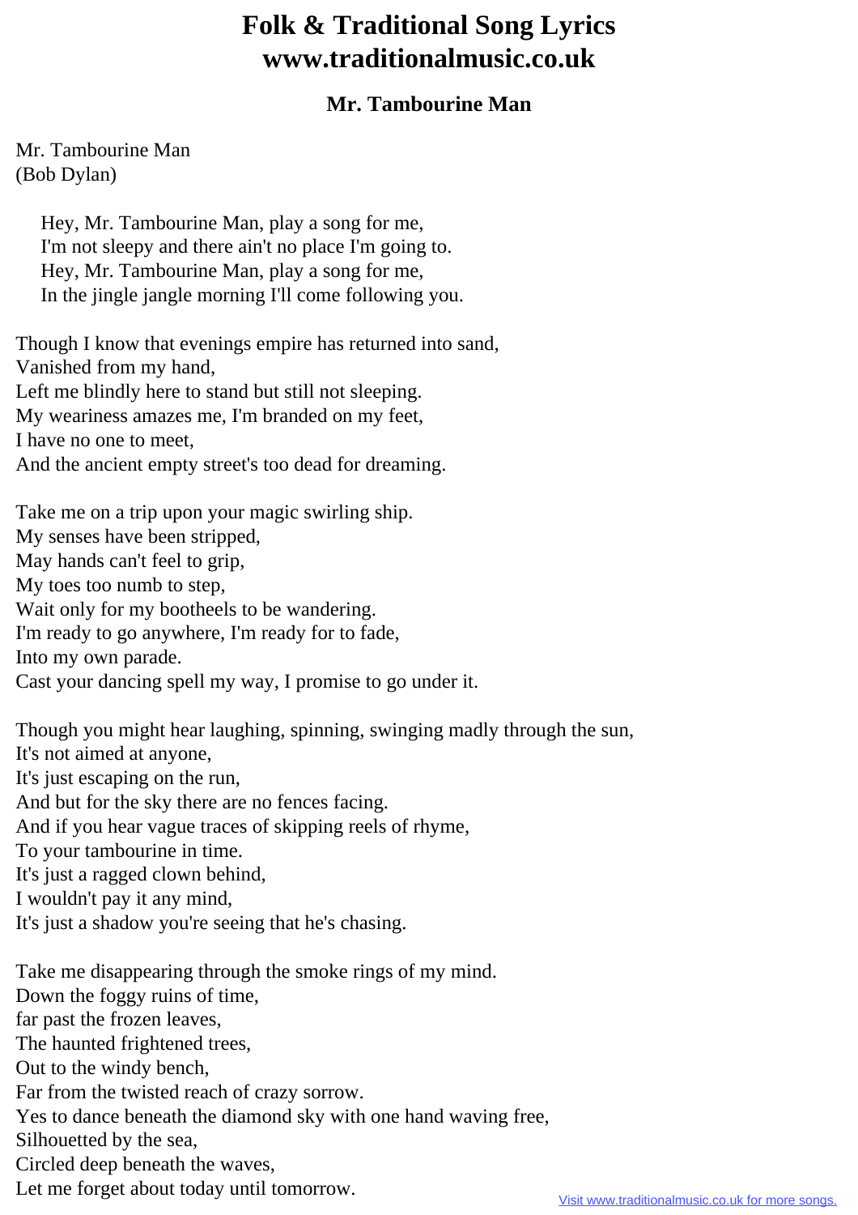## **Folk & Traditional Song Lyrics www.traditionalmusic.co.uk**

## **Mr. Tambourine Man**

Mr. Tambourine Man (Bob Dylan)

> Hey, Mr. Tambourine Man, play a song for me, I'm not sleepy and there ain't no place I'm going to. Hey, Mr. Tambourine Man, play a song for me, In the jingle jangle morning I'll come following you.

Though I know that evenings empire has returned into sand, Vanished from my hand, Left me blindly here to stand but still not sleeping. My weariness amazes me, I'm branded on my feet, I have no one to meet, And the ancient empty street's too dead for dreaming.

Take me on a trip upon your magic swirling ship. My senses have been stripped, May hands can't feel to grip, My toes too numb to step, Wait only for my bootheels to be wandering. I'm ready to go anywhere, I'm ready for to fade, Into my own parade. Cast your dancing spell my way, I promise to go under it.

Though you might hear laughing, spinning, swinging madly through the sun, It's not aimed at anyone, It's just escaping on the run, And but for the sky there are no fences facing. And if you hear vague traces of skipping reels of rhyme, To your tambourine in time. It's just a ragged clown behind, I wouldn't pay it any mind, It's just a shadow you're seeing that he's chasing. Take me disappearing through the smoke rings of my mind. Down the foggy ruins of time, far past the frozen leaves, The haunted frightened trees, Out to the windy bench, Far from the twisted reach of crazy sorrow. Yes to dance beneath the diamond sky with one hand waving free, Silhouetted by the sea, Circled deep beneath the waves, Let me forget about today until tomorrow.